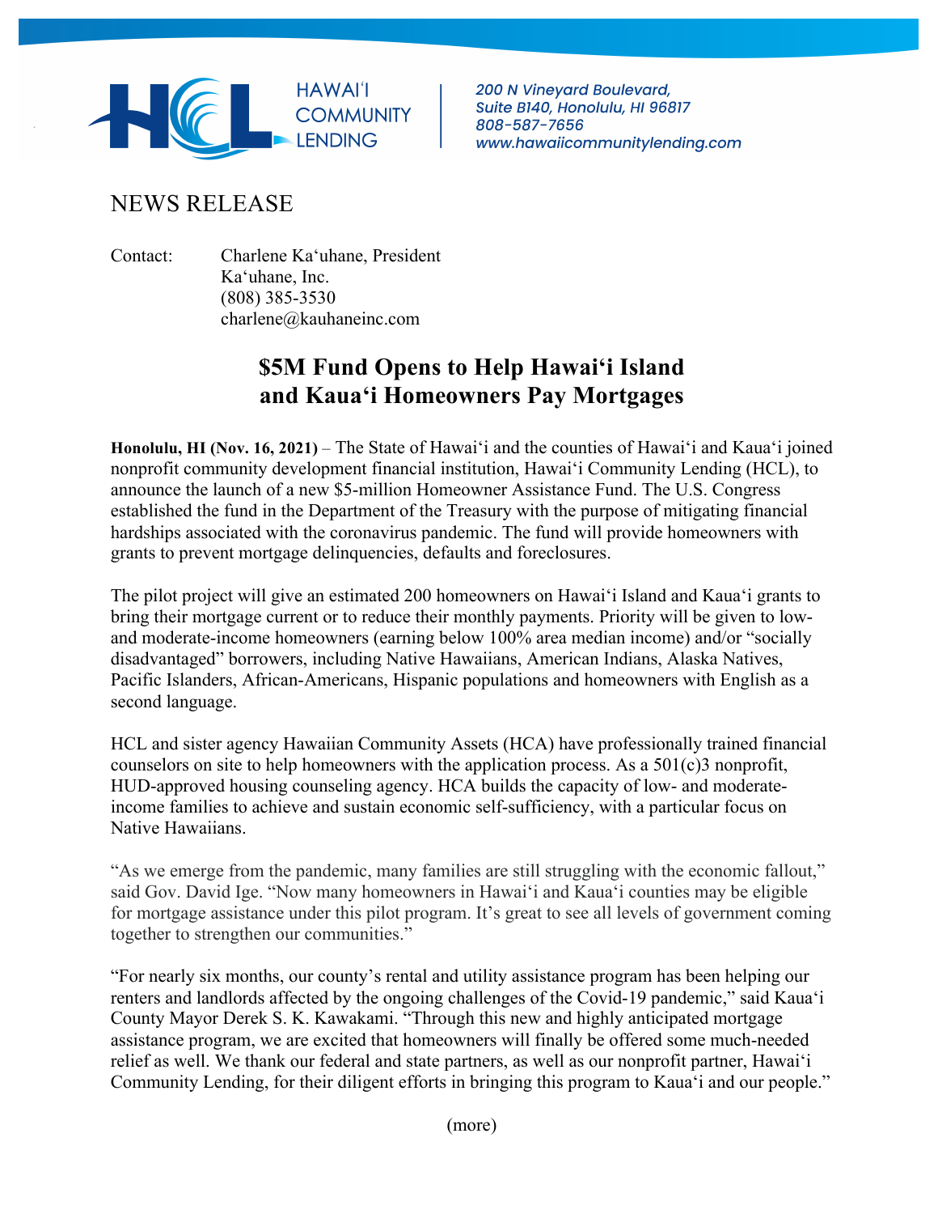HAWAIʻI COMMUNITY LENDING

*200 N Vineyard Boulevard, Suite B140, Honolulu, HI 96817*
*808-587-7656*
*www.hawaiicommunitylending.com*

NEWS RELEASE

Contact: Charlene Kaʻuhane, President
Kaʻuhane, Inc.
(808) 385-3530
charlene@kauhaneinc.com

# $5M Fund Opens to Help Hawaiʻi Island and Kauaʻi Homeowners Pay Mortgages

**Honolulu, HI (Nov. 16, 2021)** – The State of Hawaiʻi and the counties of Hawaiʻi and Kauaʻi joined nonprofit community development financial institution, Hawaiʻi Community Lending (HCL), to announce the launch of a new $5-million Homeowner Assistance Fund. The U.S. Congress established the fund in the Department of the Treasury with the purpose of mitigating financial hardships associated with the coronavirus pandemic. The fund will provide homeowners with grants to prevent mortgage delinquencies, defaults and foreclosures.

The pilot project will give an estimated 200 homeowners on Hawaiʻi Island and Kauaʻi grants to bring their mortgage current or to reduce their monthly payments. Priority will be given to low- and moderate-income homeowners (earning below 100% area median income) and/or "socially disadvantaged" borrowers, including Native Hawaiians, American Indians, Alaska Natives, Pacific Islanders, African-Americans, Hispanic populations and homeowners with English as a second language.

HCL and sister agency Hawaiian Community Assets (HCA) have professionally trained financial counselors on site to help homeowners with the application process. As a 501(c)3 nonprofit, HUD-approved housing counseling agency. HCA builds the capacity of low- and moderate-income families to achieve and sustain economic self-sufficiency, with a particular focus on Native Hawaiians.

"As we emerge from the pandemic, many families are still struggling with the economic fallout," said Gov. David Ige. "Now many homeowners in Hawaiʻi and Kauaʻi counties may be eligible for mortgage assistance under this pilot program. It's great to see all levels of government coming together to strengthen our communities."

"For nearly six months, our county's rental and utility assistance program has been helping our renters and landlords affected by the ongoing challenges of the Covid-19 pandemic," said Kauaʻi County Mayor Derek S. K. Kawakami. "Through this new and highly anticipated mortgage assistance program, we are excited that homeowners will finally be offered some much-needed relief as well. We thank our federal and state partners, as well as our nonprofit partner, Hawaiʻi Community Lending, for their diligent efforts in bringing this program to Kauaʻi and our people."

(more)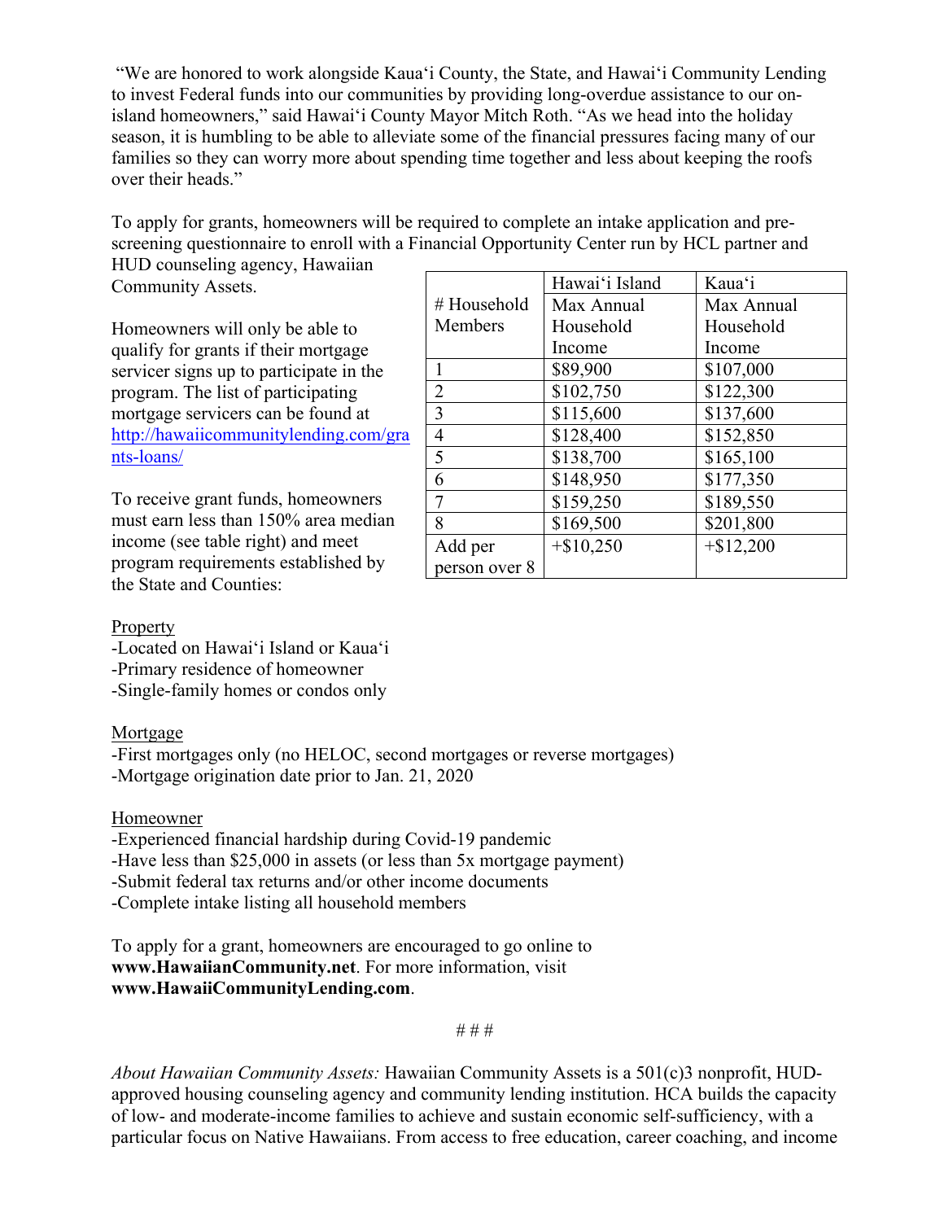"We are honored to work alongside Kauaʻi County, the State, and Hawaiʻi Community Lending to invest Federal funds into our communities by providing long-overdue assistance to our on-island homeowners," said Hawaiʻi County Mayor Mitch Roth. "As we head into the holiday season, it is humbling to be able to alleviate some of the financial pressures facing many of our families so they can worry more about spending time together and less about keeping the roofs over their heads."

To apply for grants, homeowners will be required to complete an intake application and pre-screening questionnaire to enroll with a Financial Opportunity Center run by HCL partner and HUD counseling agency, Hawaiian Community Assets.

Homeowners will only be able to qualify for grants if their mortgage servicer signs up to participate in the program. The list of participating mortgage servicers can be found at http://hawaiicommunitylending.com/grants-loans/

To receive grant funds, homeowners must earn less than 150% area median income (see table right) and meet program requirements established by the State and Counties:

| # Household Members | Hawaiʻi Island Max Annual Household Income | Kauaʻi Max Annual Household Income |
|---|---|---|
| 1 | $89,900 | $107,000 |
| 2 | $102,750 | $122,300 |
| 3 | $115,600 | $137,600 |
| 4 | $128,400 | $152,850 |
| 5 | $138,700 | $165,100 |
| 6 | $148,950 | $177,350 |
| 7 | $159,250 | $189,550 |
| 8 | $169,500 | $201,800 |
| Add per person over 8 | +$10,250 | +$12,200 |

<u>Property</u>
-Located on Hawaiʻi Island or Kauaʻi
-Primary residence of homeowner
-Single-family homes or condos only

<u>Mortgage</u>
-First mortgages only (no HELOC, second mortgages or reverse mortgages)
-Mortgage origination date prior to Jan. 21, 2020

<u>Homeowner</u>
-Experienced financial hardship during Covid-19 pandemic
-Have less than $25,000 in assets (or less than 5x mortgage payment)
-Submit federal tax returns and/or other income documents
-Complete intake listing all household members

To apply for a grant, homeowners are encouraged to go online to **www.HawaiianCommunity.net**. For more information, visit **www.HawaiiCommunityLending.com**.

# # #

*About Hawaiian Community Assets:* Hawaiian Community Assets is a 501(c)3 nonprofit, HUD-approved housing counseling agency and community lending institution. HCA builds the capacity of low- and moderate-income families to achieve and sustain economic self-sufficiency, with a particular focus on Native Hawaiians. From access to free education, career coaching, and income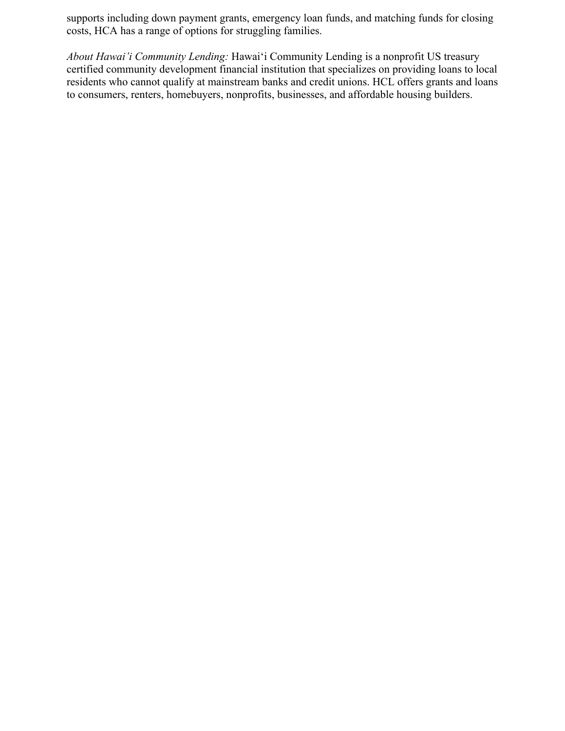supports including down payment grants, emergency loan funds, and matching funds for closing costs, HCA has a range of options for struggling families.

*About Hawai'i Community Lending:* Hawai'i Community Lending is a nonprofit US treasury certified community development financial institution that specializes on providing loans to local residents who cannot qualify at mainstream banks and credit unions. HCL offers grants and loans to consumers, renters, homebuyers, nonprofits, businesses, and affordable housing builders.